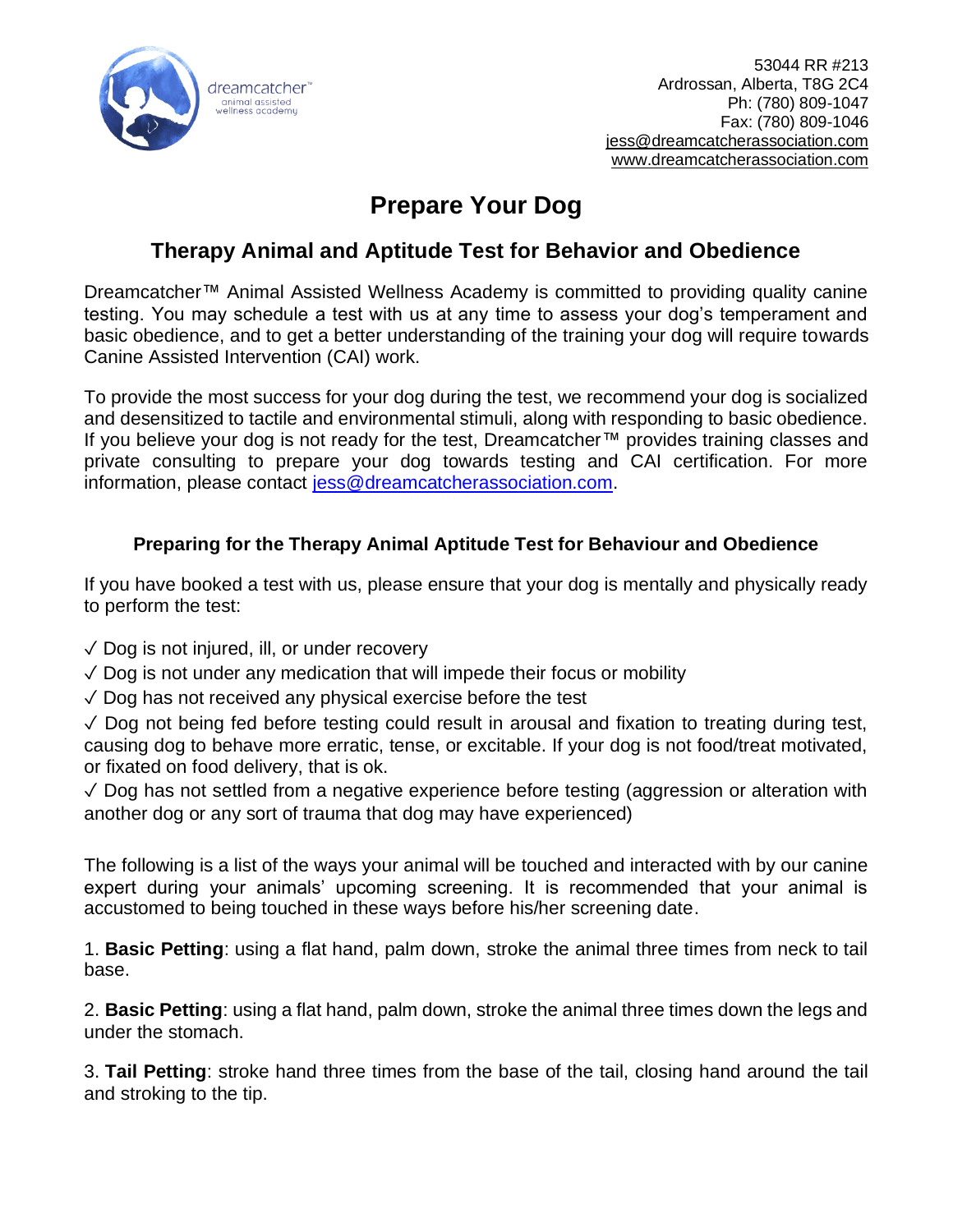dreamcatcher™
animal assisted wellness academy

53044 RR #213
Ardrossan, Alberta, T8G 2C4
Ph: (780) 809-1047
Fax: (780) 809-1046
jess@dreamcatcherassociation.com
www.dreamcatcherassociation.com

# Prepare Your Dog

## Therapy Animal and Aptitude Test for Behavior and Obedience

Dreamcatcher™ Animal Assisted Wellness Academy is committed to providing quality canine testing. You may schedule a test with us at any time to assess your dog's temperament and basic obedience, and to get a better understanding of the training your dog will require towards Canine Assisted Intervention (CAI) work.

To provide the most success for your dog during the test, we recommend your dog is socialized and desensitized to tactile and environmental stimuli, along with responding to basic obedience. If you believe your dog is not ready for the test, Dreamcatcher™ provides training classes and private consulting to prepare your dog towards testing and CAI certification. For more information, please contact jess@dreamcatcherassociation.com.

### Preparing for the Therapy Animal Aptitude Test for Behaviour and Obedience

If you have booked a test with us, please ensure that your dog is mentally and physically ready to perform the test:

✓ Dog is not injured, ill, or under recovery

✓ Dog is not under any medication that will impede their focus or mobility

✓ Dog has not received any physical exercise before the test

✓ Dog not being fed before testing could result in arousal and fixation to treating during test, causing dog to behave more erratic, tense, or excitable. If your dog is not food/treat motivated, or fixated on food delivery, that is ok.

✓ Dog has not settled from a negative experience before testing (aggression or alteration with another dog or any sort of trauma that dog may have experienced)

The following is a list of the ways your animal will be touched and interacted with by our canine expert during your animals' upcoming screening. It is recommended that your animal is accustomed to being touched in these ways before his/her screening date.

1. **Basic Petting**: using a flat hand, palm down, stroke the animal three times from neck to tail base.

2. **Basic Petting**: using a flat hand, palm down, stroke the animal three times down the legs and under the stomach.

3. **Tail Petting**: stroke hand three times from the base of the tail, closing hand around the tail and stroking to the tip.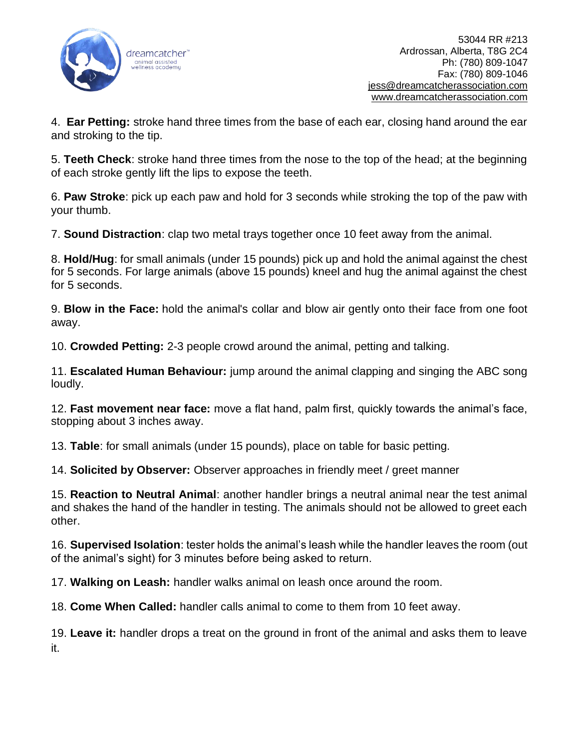4. **Ear Petting:** stroke hand three times from the base of each ear, closing hand around the ear and stroking to the tip.

5. **Teeth Check**: stroke hand three times from the nose to the top of the head; at the beginning of each stroke gently lift the lips to expose the teeth.

6. **Paw Stroke**: pick up each paw and hold for 3 seconds while stroking the top of the paw with your thumb.

7. **Sound Distraction**: clap two metal trays together once 10 feet away from the animal.

8. **Hold/Hug**: for small animals (under 15 pounds) pick up and hold the animal against the chest for 5 seconds. For large animals (above 15 pounds) kneel and hug the animal against the chest for 5 seconds.

9. **Blow in the Face:** hold the animal's collar and blow air gently onto their face from one foot away.

10. **Crowded Petting:** 2-3 people crowd around the animal, petting and talking.

11. **Escalated Human Behaviour:** jump around the animal clapping and singing the ABC song loudly.

12. **Fast movement near face:** move a flat hand, palm first, quickly towards the animal's face, stopping about 3 inches away.

13. **Table**: for small animals (under 15 pounds), place on table for basic petting.

14. **Solicited by Observer:** Observer approaches in friendly meet / greet manner

15. **Reaction to Neutral Animal**: another handler brings a neutral animal near the test animal and shakes the hand of the handler in testing. The animals should not be allowed to greet each other.

16. **Supervised Isolation**: tester holds the animal's leash while the handler leaves the room (out of the animal's sight) for 3 minutes before being asked to return.

17. **Walking on Leash:** handler walks animal on leash once around the room.

18. **Come When Called:** handler calls animal to come to them from 10 feet away.

19. **Leave it:** handler drops a treat on the ground in front of the animal and asks them to leave it.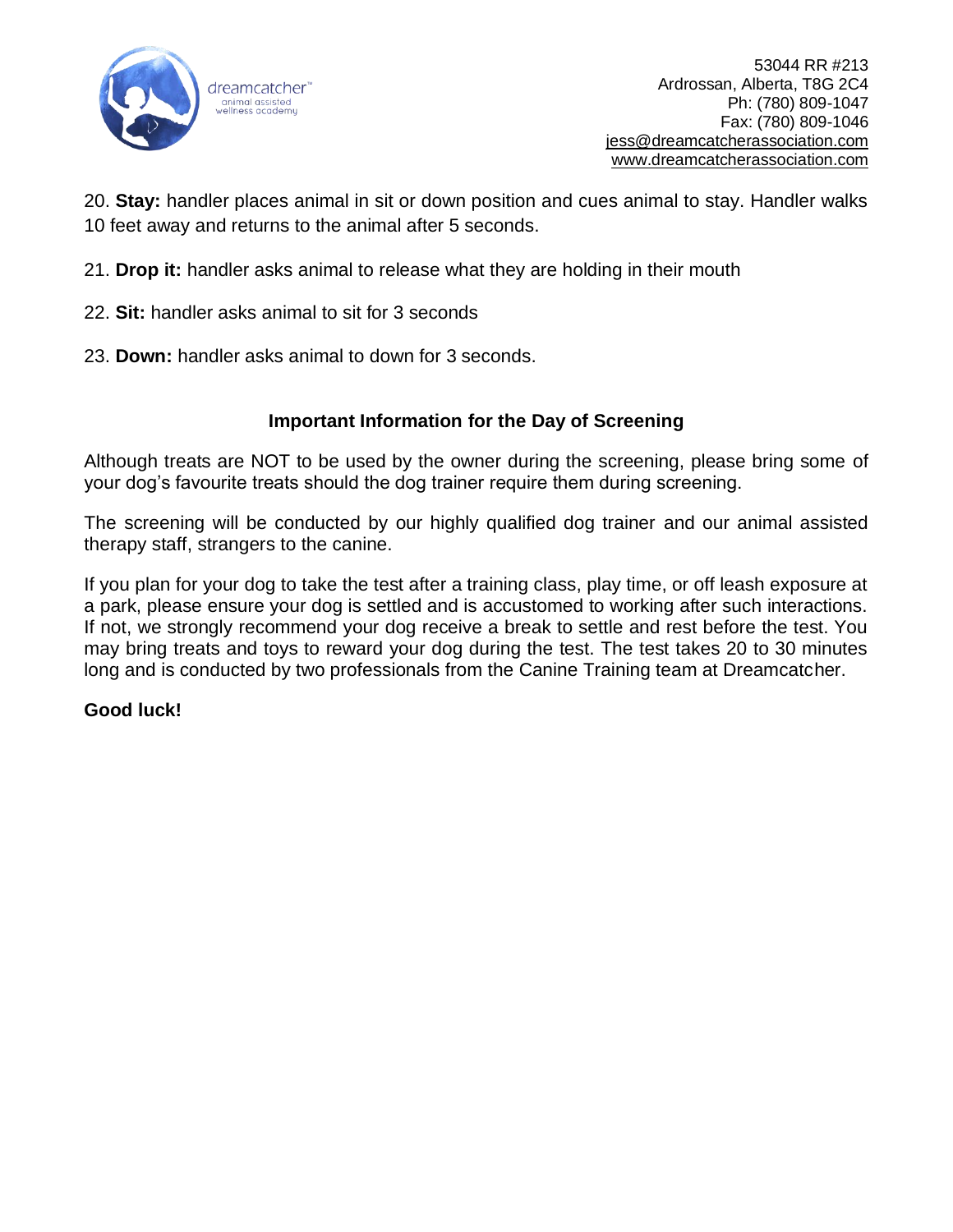20. **Stay:** handler places animal in sit or down position and cues animal to stay. Handler walks 10 feet away and returns to the animal after 5 seconds.

21. **Drop it:** handler asks animal to release what they are holding in their mouth

22. **Sit:** handler asks animal to sit for 3 seconds

23. **Down:** handler asks animal to down for 3 seconds.

## Important Information for the Day of Screening

Although treats are NOT to be used by the owner during the screening, please bring some of your dog's favourite treats should the dog trainer require them during screening.

The screening will be conducted by our highly qualified dog trainer and our animal assisted therapy staff, strangers to the canine.

If you plan for your dog to take the test after a training class, play time, or off leash exposure at a park, please ensure your dog is settled and is accustomed to working after such interactions. If not, we strongly recommend your dog receive a break to settle and rest before the test. You may bring treats and toys to reward your dog during the test. The test takes 20 to 30 minutes long and is conducted by two professionals from the Canine Training team at Dreamcatcher.

**Good luck!**